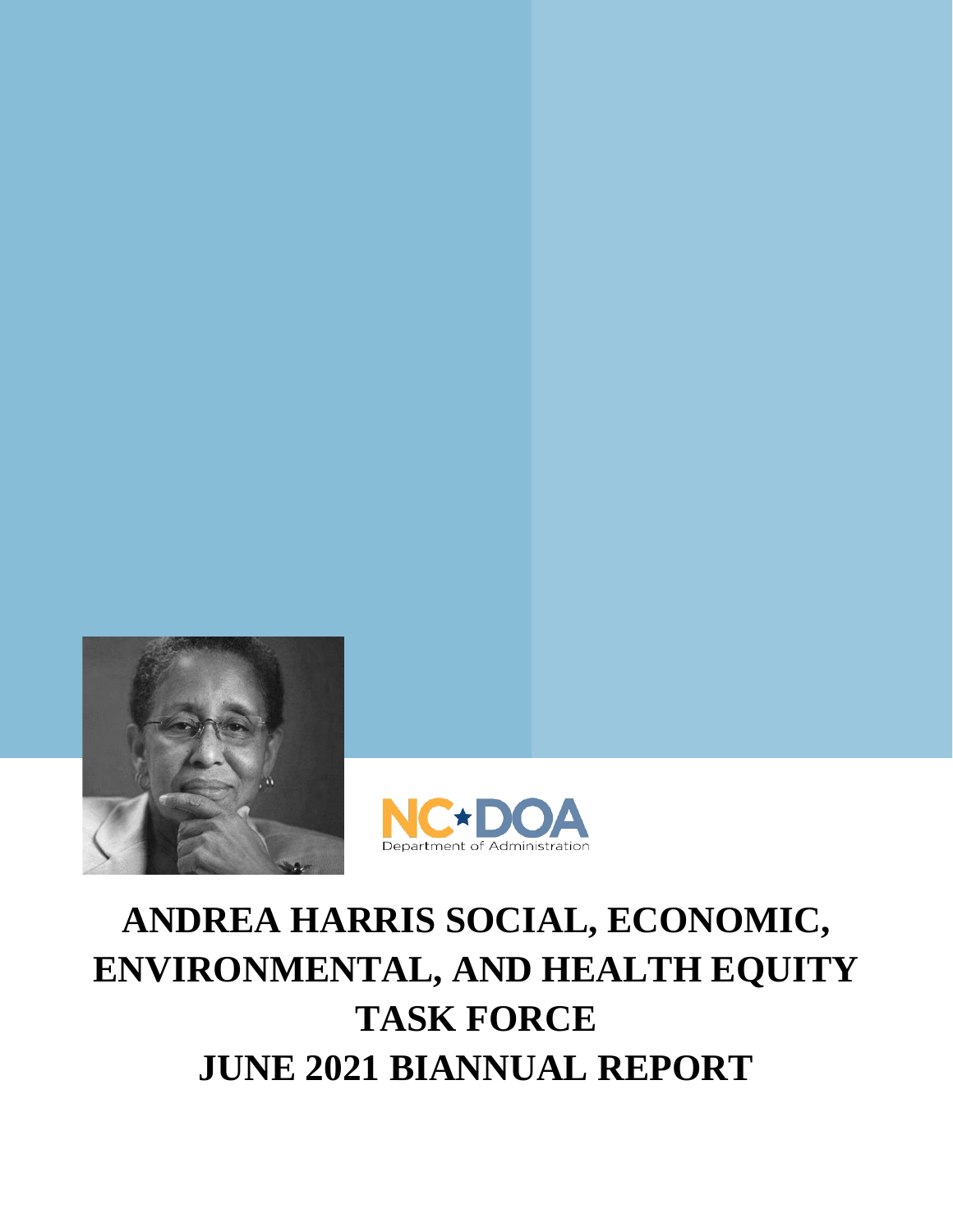NC★DOA
Department of Administration

# ANDREA HARRIS SOCIAL, ECONOMIC, ENVIRONMENTAL, AND HEALTH EQUITY TASK FORCE

# JUNE 2021 BIANNUAL REPORT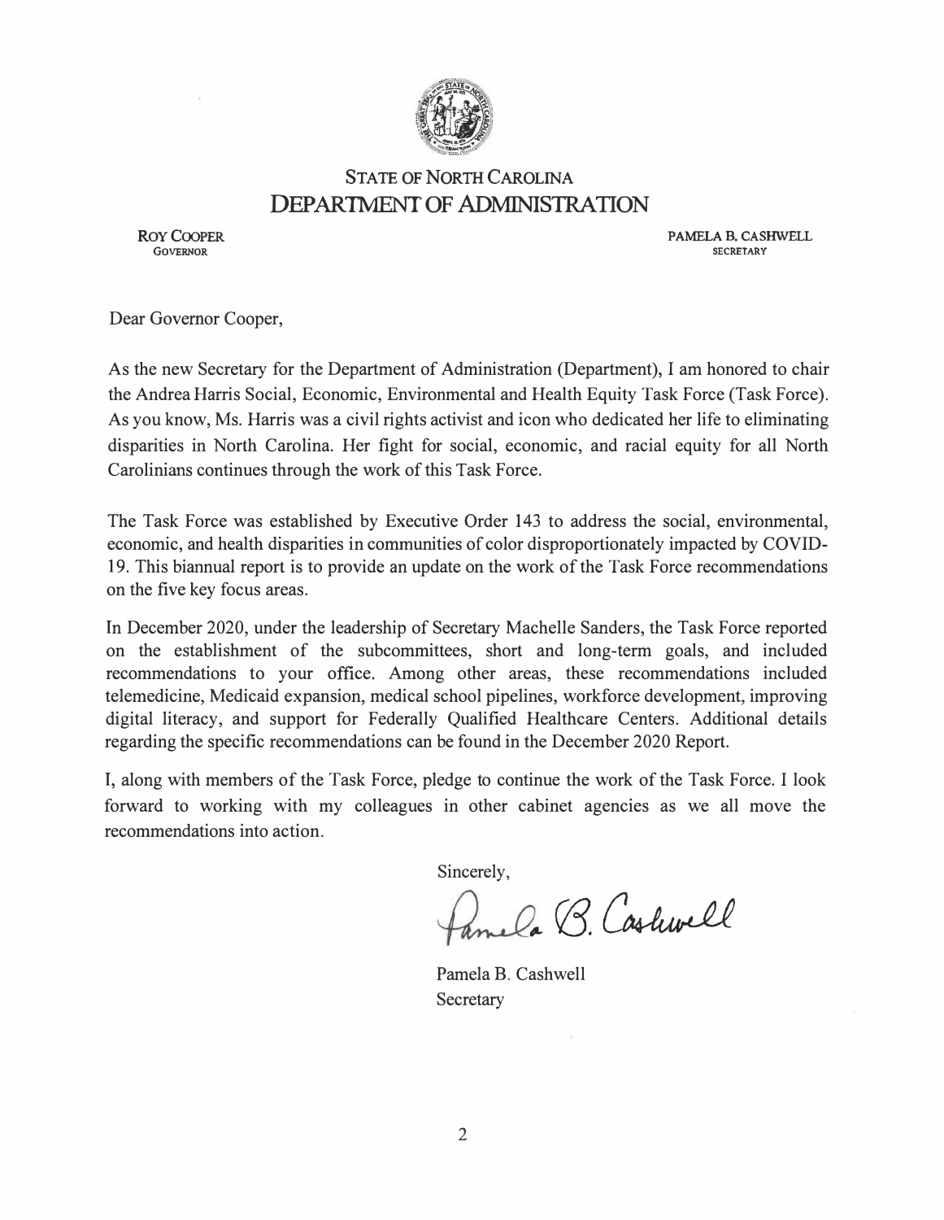# STATE OF NORTH CAROLINA
## DEPARTMENT OF ADMINISTRATION

**ROY COOPER**
GOVERNOR

**PAMELA B. CASHWELL**
SECRETARY

Dear Governor Cooper,

As the new Secretary for the Department of Administration (Department), I am honored to chair the Andrea Harris Social, Economic, Environmental and Health Equity Task Force (Task Force). As you know, Ms. Harris was a civil rights activist and icon who dedicated her life to eliminating disparities in North Carolina. Her fight for social, economic, and racial equity for all North Carolinians continues through the work of this Task Force.

The Task Force was established by Executive Order 143 to address the social, environmental, economic, and health disparities in communities of color disproportionately impacted by COVID-19. This biannual report is to provide an update on the work of the Task Force recommendations on the five key focus areas.

In December 2020, under the leadership of Secretary Machelle Sanders, the Task Force reported on the establishment of the subcommittees, short and long-term goals, and included recommendations to your office. Among other areas, these recommendations included telemedicine, Medicaid expansion, medical school pipelines, workforce development, improving digital literacy, and support for Federally Qualified Healthcare Centers. Additional details regarding the specific recommendations can be found in the December 2020 Report.

I, along with members of the Task Force, pledge to continue the work of the Task Force. I look forward to working with my colleagues in other cabinet agencies as we all move the recommendations into action.

Sincerely,

Pamela B. Cashwell

Pamela B. Cashwell
Secretary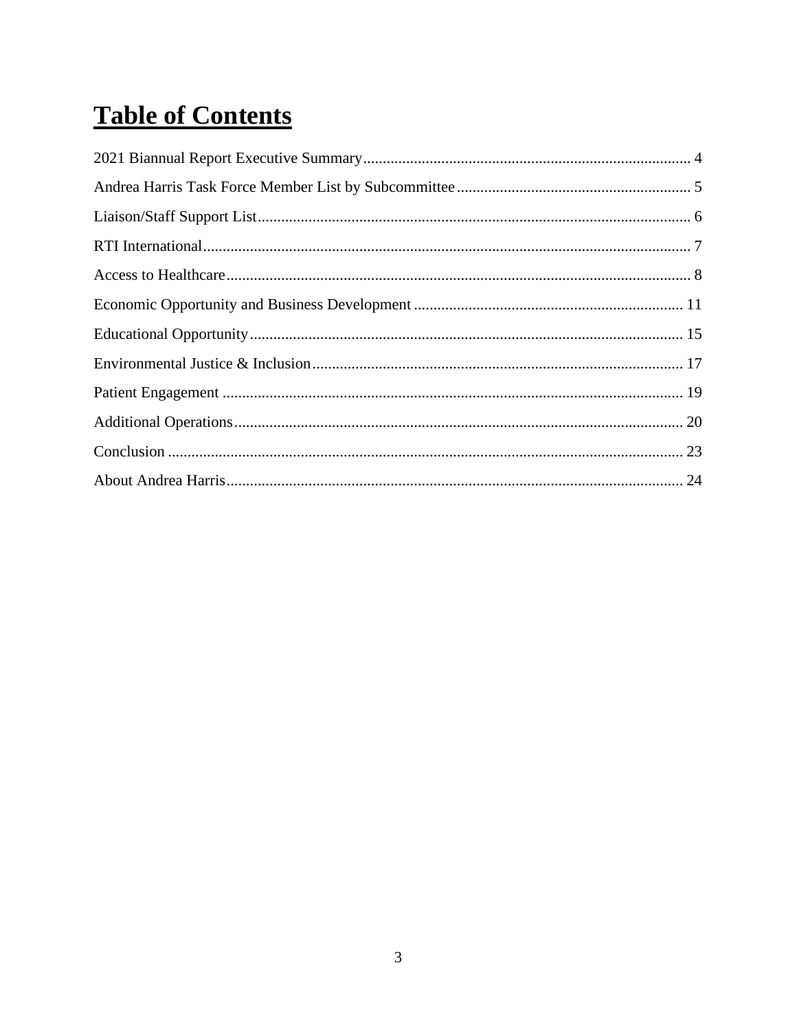# Table of Contents

2021 Biannual Report Executive Summary.................................................................................... 4

Andrea Harris Task Force Member List by Subcommittee............................................................ 5

Liaison/Staff Support List.............................................................................................................. 6

RTI International............................................................................................................................ 7

Access to Healthcare...................................................................................................................... 8

Economic Opportunity and Business Development..................................................................... 11

Educational Opportunity.............................................................................................................. 15

Environmental Justice & Inclusion.............................................................................................. 17

Patient Engagement..................................................................................................................... 19

Additional Operations.................................................................................................................. 20

Conclusion................................................................................................................................... 23

About Andrea Harris.................................................................................................................... 24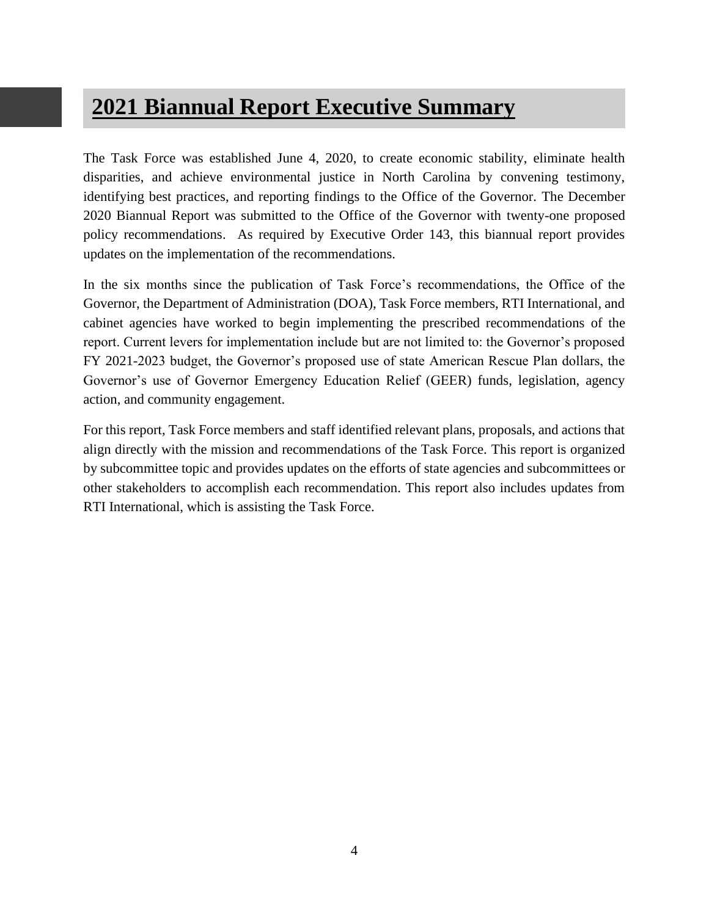# 2021 Biannual Report Executive Summary

The Task Force was established June 4, 2020, to create economic stability, eliminate health disparities, and achieve environmental justice in North Carolina by convening testimony, identifying best practices, and reporting findings to the Office of the Governor. The December 2020 Biannual Report was submitted to the Office of the Governor with twenty-one proposed policy recommendations. As required by Executive Order 143, this biannual report provides updates on the implementation of the recommendations.

In the six months since the publication of Task Force's recommendations, the Office of the Governor, the Department of Administration (DOA), Task Force members, RTI International, and cabinet agencies have worked to begin implementing the prescribed recommendations of the report. Current levers for implementation include but are not limited to: the Governor's proposed FY 2021-2023 budget, the Governor's proposed use of state American Rescue Plan dollars, the Governor's use of Governor Emergency Education Relief (GEER) funds, legislation, agency action, and community engagement.

For this report, Task Force members and staff identified relevant plans, proposals, and actions that align directly with the mission and recommendations of the Task Force. This report is organized by subcommittee topic and provides updates on the efforts of state agencies and subcommittees or other stakeholders to accomplish each recommendation. This report also includes updates from RTI International, which is assisting the Task Force.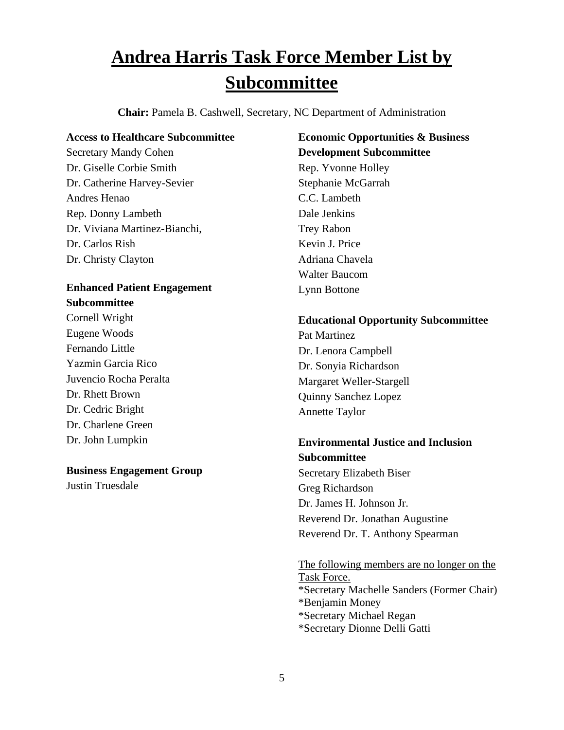# Andrea Harris Task Force Member List by Subcommittee

**Chair:** Pamela B. Cashwell, Secretary, NC Department of Administration

**Access to Healthcare Subcommittee**

Secretary Mandy Cohen
Dr. Giselle Corbie Smith
Dr. Catherine Harvey-Sevier
Andres Henao
Rep. Donny Lambeth
Dr. Viviana Martinez-Bianchi,
Dr. Carlos Rish
Dr. Christy Clayton

**Enhanced Patient Engagement Subcommittee**

Cornell Wright
Eugene Woods
Fernando Little
Yazmin Garcia Rico
Juvencio Rocha Peralta
Dr. Rhett Brown
Dr. Cedric Bright
Dr. Charlene Green
Dr. John Lumpkin

**Business Engagement Group**

Justin Truesdale

**Economic Opportunities & Business Development Subcommittee**

Rep. Yvonne Holley
Stephanie McGarrah
C.C. Lambeth
Dale Jenkins
Trey Rabon
Kevin J. Price
Adriana Chavela
Walter Baucom
Lynn Bottone

**Educational Opportunity Subcommittee**

Pat Martinez
Dr. Lenora Campbell
Dr. Sonyia Richardson
Margaret Weller-Stargell
Quinny Sanchez Lopez
Annette Taylor

**Environmental Justice and Inclusion Subcommittee**

Secretary Elizabeth Biser
Greg Richardson
Dr. James H. Johnson Jr.
Reverend Dr. Jonathan Augustine
Reverend Dr. T. Anthony Spearman

<u>The following members are no longer on the Task Force.</u>

*Secretary Machelle Sanders (Former Chair)
*Benjamin Money
*Secretary Michael Regan
*Secretary Dionne Delli Gatti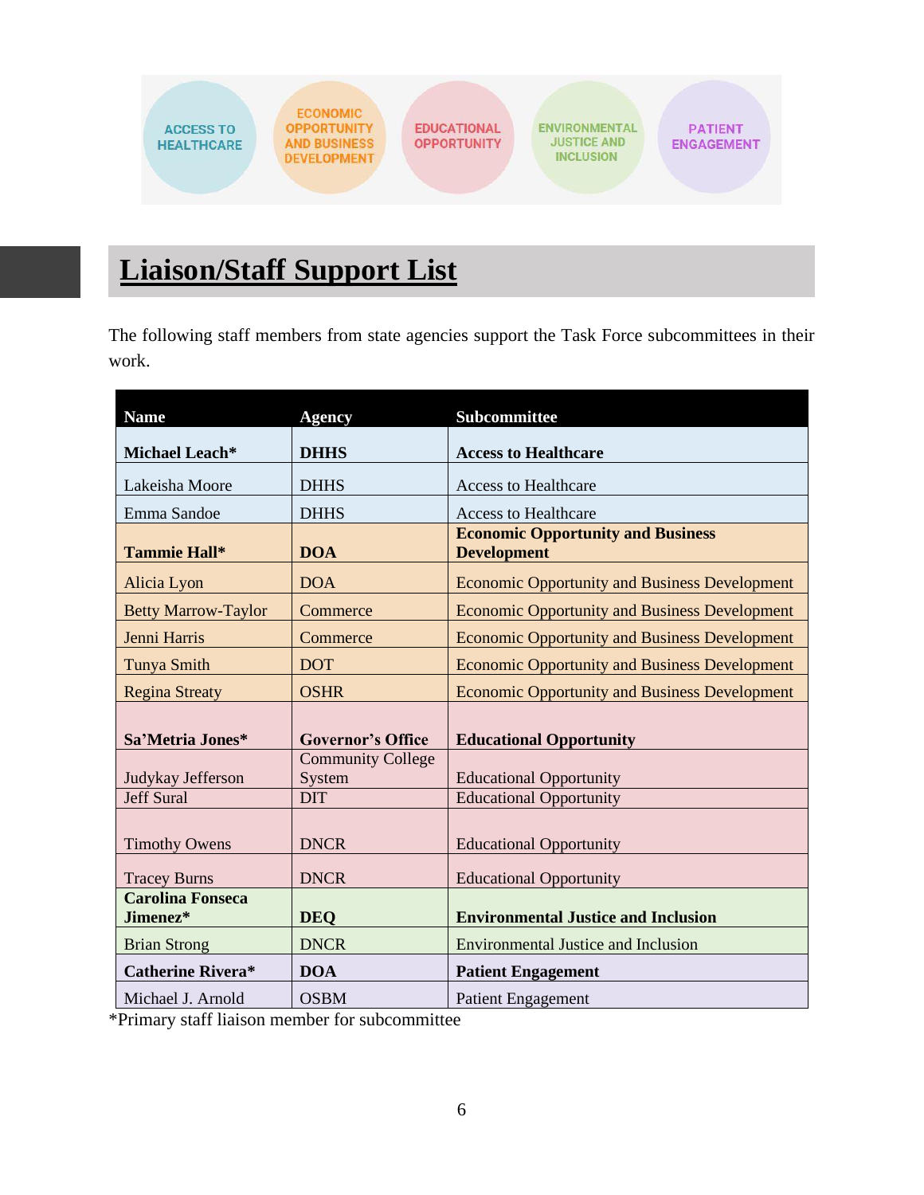ACCESS TO HEALTHCARE | ECONOMIC OPPORTUNITY AND BUSINESS DEVELOPMENT | EDUCATIONAL OPPORTUNITY | ENVIRONMENTAL JUSTICE AND INCLUSION | PATIENT ENGAGEMENT

## Liaison/Staff Support List

The following staff members from state agencies support the Task Force subcommittees in their work.

| Name | Agency | Subcommittee |
|---|---|---|
| **Michael Leach*** | **DHHS** | **Access to Healthcare** |
| Lakeisha Moore | DHHS | Access to Healthcare |
| Emma Sandoe | DHHS | Access to Healthcare |
| **Tammie Hall*** | **DOA** | **Economic Opportunity and Business Development** |
| Alicia Lyon | DOA | Economic Opportunity and Business Development |
| Betty Marrow-Taylor | Commerce | Economic Opportunity and Business Development |
| Jenni Harris | Commerce | Economic Opportunity and Business Development |
| Tunya Smith | DOT | Economic Opportunity and Business Development |
| Regina Streaty | OSHR | Economic Opportunity and Business Development |
| **Sa'Metria Jones*** | **Governor's Office** | **Educational Opportunity** |
| Judykay Jefferson | Community College System | Educational Opportunity |
| Jeff Sural | DIT | Educational Opportunity |
| Timothy Owens | DNCR | Educational Opportunity |
| Tracey Burns | DNCR | Educational Opportunity |
| **Carolina Fonseca Jimenez*** | **DEQ** | **Environmental Justice and Inclusion** |
| Brian Strong | DNCR | Environmental Justice and Inclusion |
| **Catherine Rivera*** | **DOA** | **Patient Engagement** |
| Michael J. Arnold | OSBM | Patient Engagement |

*Primary staff liaison member for subcommittee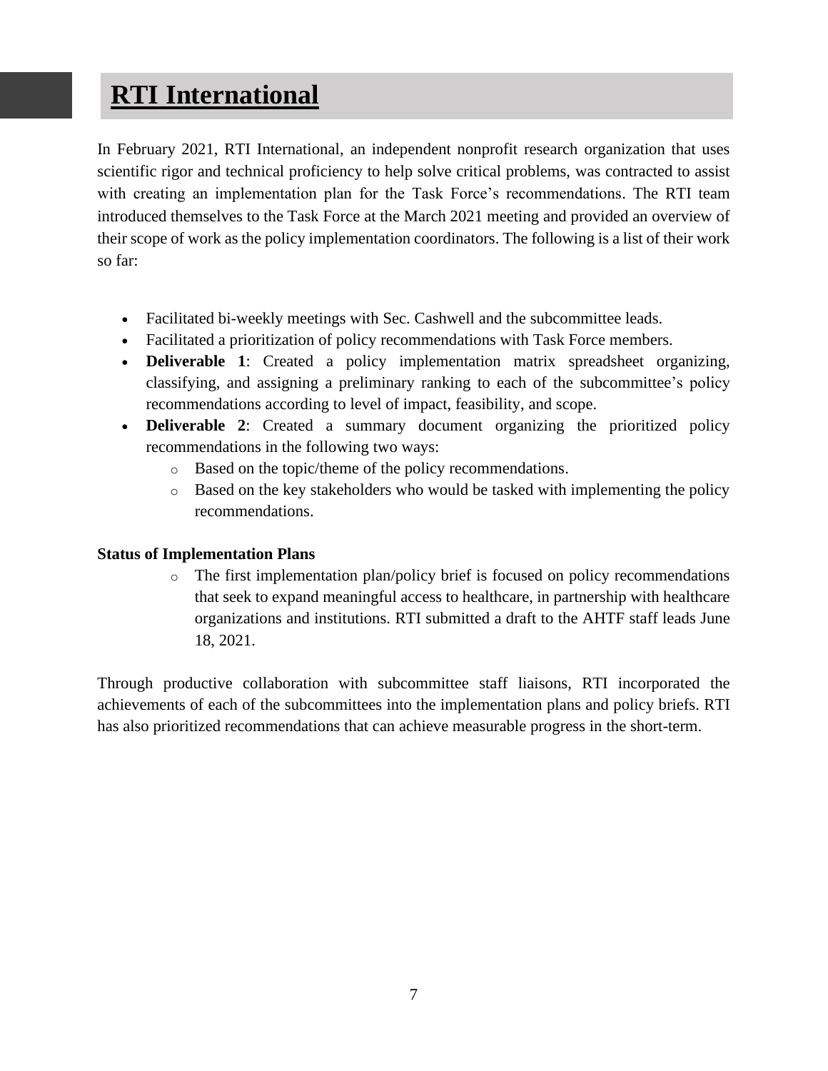# RTI International

In February 2021, RTI International, an independent nonprofit research organization that uses scientific rigor and technical proficiency to help solve critical problems, was contracted to assist with creating an implementation plan for the Task Force's recommendations. The RTI team introduced themselves to the Task Force at the March 2021 meeting and provided an overview of their scope of work as the policy implementation coordinators. The following is a list of their work so far:

- Facilitated bi-weekly meetings with Sec. Cashwell and the subcommittee leads.
- Facilitated a prioritization of policy recommendations with Task Force members.
- **Deliverable 1**: Created a policy implementation matrix spreadsheet organizing, classifying, and assigning a preliminary ranking to each of the subcommittee's policy recommendations according to level of impact, feasibility, and scope.
- **Deliverable 2**: Created a summary document organizing the prioritized policy recommendations in the following two ways:
    - Based on the topic/theme of the policy recommendations.
    - Based on the key stakeholders who would be tasked with implementing the policy recommendations.

**Status of Implementation Plans**

- The first implementation plan/policy brief is focused on policy recommendations that seek to expand meaningful access to healthcare, in partnership with healthcare organizations and institutions. RTI submitted a draft to the AHTF staff leads June 18, 2021.

Through productive collaboration with subcommittee staff liaisons, RTI incorporated the achievements of each of the subcommittees into the implementation plans and policy briefs. RTI has also prioritized recommendations that can achieve measurable progress in the short-term.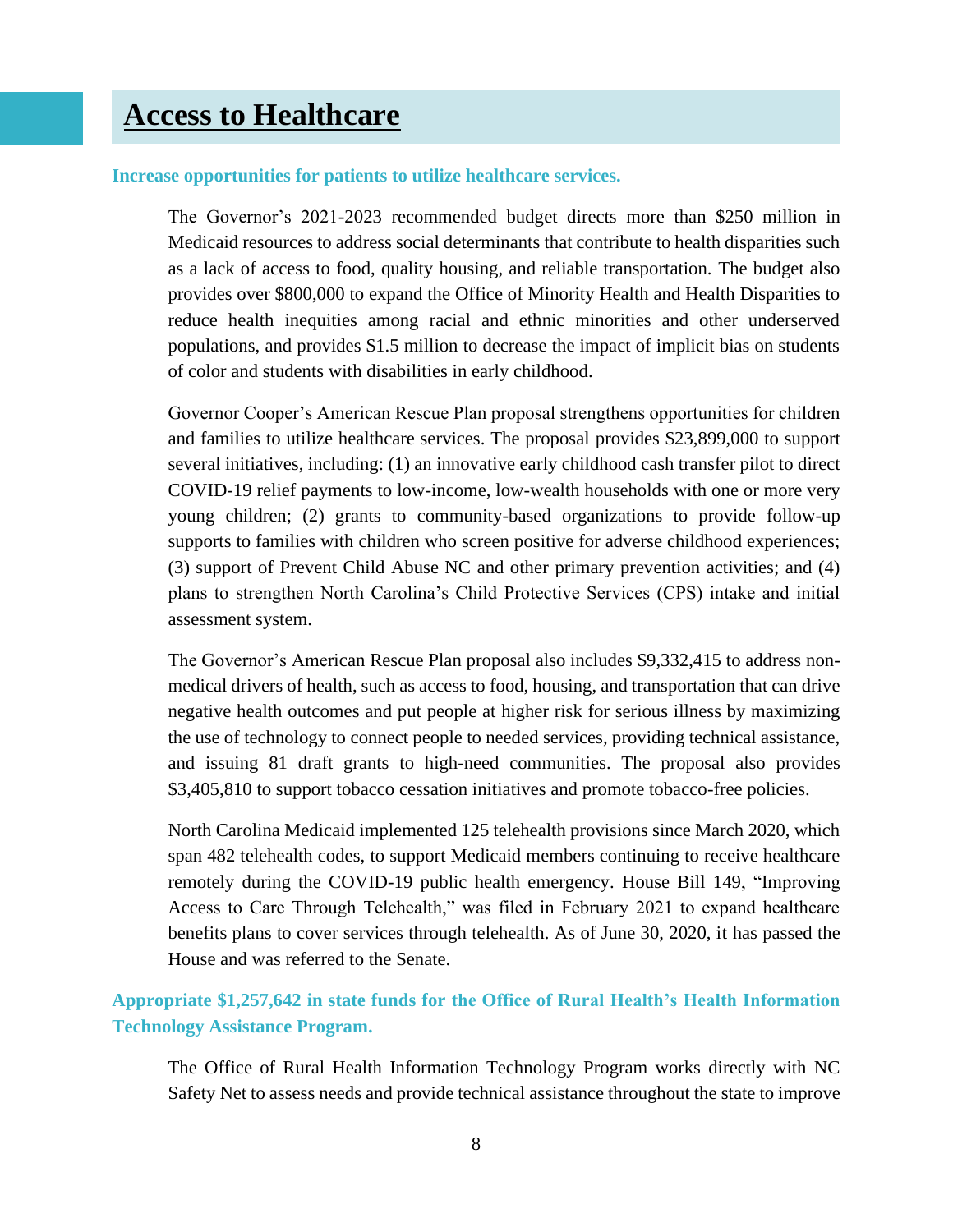# Access to Healthcare

**Increase opportunities for patients to utilize healthcare services.**

The Governor's 2021-2023 recommended budget directs more than $250 million in Medicaid resources to address social determinants that contribute to health disparities such as a lack of access to food, quality housing, and reliable transportation. The budget also provides over $800,000 to expand the Office of Minority Health and Health Disparities to reduce health inequities among racial and ethnic minorities and other underserved populations, and provides $1.5 million to decrease the impact of implicit bias on students of color and students with disabilities in early childhood.

Governor Cooper's American Rescue Plan proposal strengthens opportunities for children and families to utilize healthcare services. The proposal provides $23,899,000 to support several initiatives, including: (1) an innovative early childhood cash transfer pilot to direct COVID-19 relief payments to low-income, low-wealth households with one or more very young children; (2) grants to community-based organizations to provide follow-up supports to families with children who screen positive for adverse childhood experiences; (3) support of Prevent Child Abuse NC and other primary prevention activities; and (4) plans to strengthen North Carolina's Child Protective Services (CPS) intake and initial assessment system.

The Governor's American Rescue Plan proposal also includes $9,332,415 to address non-medical drivers of health, such as access to food, housing, and transportation that can drive negative health outcomes and put people at higher risk for serious illness by maximizing the use of technology to connect people to needed services, providing technical assistance, and issuing 81 draft grants to high-need communities. The proposal also provides $3,405,810 to support tobacco cessation initiatives and promote tobacco-free policies.

North Carolina Medicaid implemented 125 telehealth provisions since March 2020, which span 482 telehealth codes, to support Medicaid members continuing to receive healthcare remotely during the COVID-19 public health emergency. House Bill 149, "Improving Access to Care Through Telehealth," was filed in February 2021 to expand healthcare benefits plans to cover services through telehealth. As of June 30, 2020, it has passed the House and was referred to the Senate.

**Appropriate $1,257,642 in state funds for the Office of Rural Health's Health Information Technology Assistance Program.**

The Office of Rural Health Information Technology Program works directly with NC Safety Net to assess needs and provide technical assistance throughout the state to improve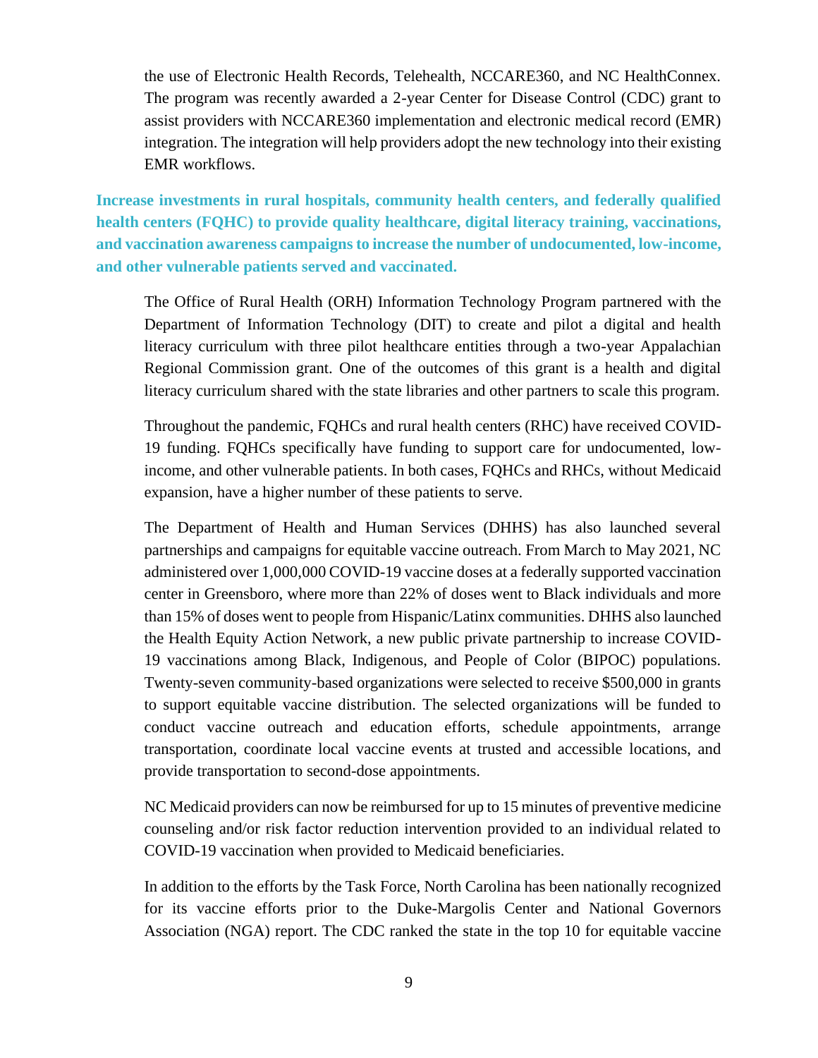the use of Electronic Health Records, Telehealth, NCCARE360, and NC HealthConnex. The program was recently awarded a 2-year Center for Disease Control (CDC) grant to assist providers with NCCARE360 implementation and electronic medical record (EMR) integration. The integration will help providers adopt the new technology into their existing EMR workflows.

**Increase investments in rural hospitals, community health centers, and federally qualified health centers (FQHC) to provide quality healthcare, digital literacy training, vaccinations, and vaccination awareness campaigns to increase the number of undocumented, low-income, and other vulnerable patients served and vaccinated.**

The Office of Rural Health (ORH) Information Technology Program partnered with the Department of Information Technology (DIT) to create and pilot a digital and health literacy curriculum with three pilot healthcare entities through a two-year Appalachian Regional Commission grant. One of the outcomes of this grant is a health and digital literacy curriculum shared with the state libraries and other partners to scale this program.

Throughout the pandemic, FQHCs and rural health centers (RHC) have received COVID-19 funding. FQHCs specifically have funding to support care for undocumented, low-income, and other vulnerable patients. In both cases, FQHCs and RHCs, without Medicaid expansion, have a higher number of these patients to serve.

The Department of Health and Human Services (DHHS) has also launched several partnerships and campaigns for equitable vaccine outreach. From March to May 2021, NC administered over 1,000,000 COVID-19 vaccine doses at a federally supported vaccination center in Greensboro, where more than 22% of doses went to Black individuals and more than 15% of doses went to people from Hispanic/Latinx communities. DHHS also launched the Health Equity Action Network, a new public private partnership to increase COVID-19 vaccinations among Black, Indigenous, and People of Color (BIPOC) populations. Twenty-seven community-based organizations were selected to receive $500,000 in grants to support equitable vaccine distribution. The selected organizations will be funded to conduct vaccine outreach and education efforts, schedule appointments, arrange transportation, coordinate local vaccine events at trusted and accessible locations, and provide transportation to second-dose appointments.

NC Medicaid providers can now be reimbursed for up to 15 minutes of preventive medicine counseling and/or risk factor reduction intervention provided to an individual related to COVID-19 vaccination when provided to Medicaid beneficiaries.

In addition to the efforts by the Task Force, North Carolina has been nationally recognized for its vaccine efforts prior to the Duke-Margolis Center and National Governors Association (NGA) report. The CDC ranked the state in the top 10 for equitable vaccine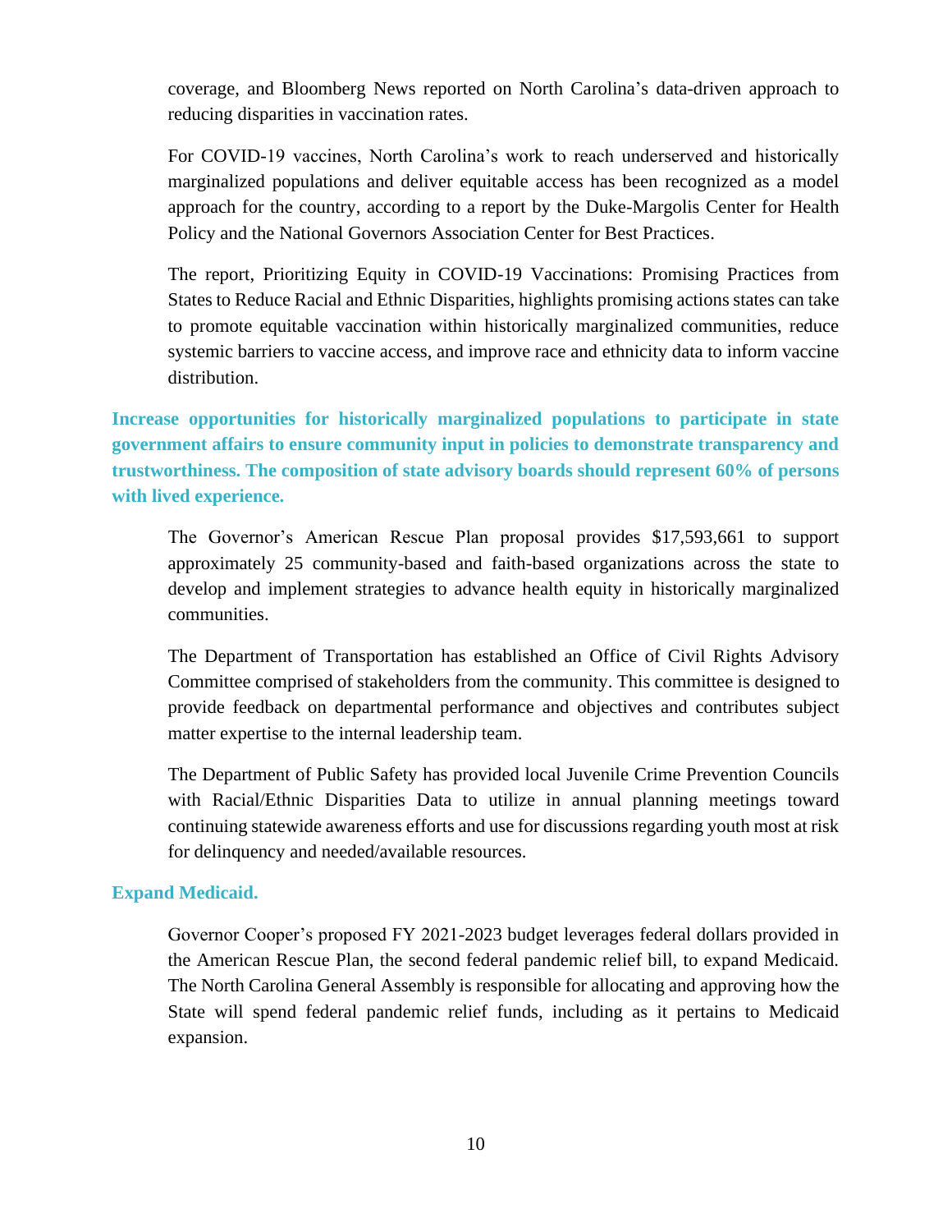coverage, and Bloomberg News reported on North Carolina's data-driven approach to reducing disparities in vaccination rates.

For COVID-19 vaccines, North Carolina's work to reach underserved and historically marginalized populations and deliver equitable access has been recognized as a model approach for the country, according to a report by the Duke-Margolis Center for Health Policy and the National Governors Association Center for Best Practices.

The report, Prioritizing Equity in COVID-19 Vaccinations: Promising Practices from States to Reduce Racial and Ethnic Disparities, highlights promising actions states can take to promote equitable vaccination within historically marginalized communities, reduce systemic barriers to vaccine access, and improve race and ethnicity data to inform vaccine distribution.

**Increase opportunities for historically marginalized populations to participate in state government affairs to ensure community input in policies to demonstrate transparency and trustworthiness. The composition of state advisory boards should represent 60% of persons with lived experience.**

The Governor's American Rescue Plan proposal provides $17,593,661 to support approximately 25 community-based and faith-based organizations across the state to develop and implement strategies to advance health equity in historically marginalized communities.

The Department of Transportation has established an Office of Civil Rights Advisory Committee comprised of stakeholders from the community. This committee is designed to provide feedback on departmental performance and objectives and contributes subject matter expertise to the internal leadership team.

The Department of Public Safety has provided local Juvenile Crime Prevention Councils with Racial/Ethnic Disparities Data to utilize in annual planning meetings toward continuing statewide awareness efforts and use for discussions regarding youth most at risk for delinquency and needed/available resources.

**Expand Medicaid.**

Governor Cooper's proposed FY 2021-2023 budget leverages federal dollars provided in the American Rescue Plan, the second federal pandemic relief bill, to expand Medicaid. The North Carolina General Assembly is responsible for allocating and approving how the State will spend federal pandemic relief funds, including as it pertains to Medicaid expansion.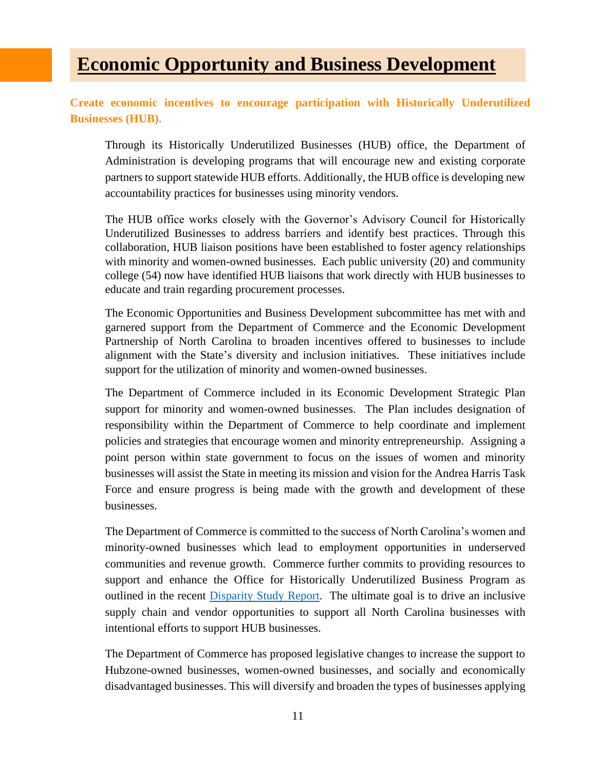# Economic Opportunity and Business Development

**Create economic incentives to encourage participation with Historically Underutilized Businesses (HUB).**

Through its Historically Underutilized Businesses (HUB) office, the Department of Administration is developing programs that will encourage new and existing corporate partners to support statewide HUB efforts. Additionally, the HUB office is developing new accountability practices for businesses using minority vendors.

The HUB office works closely with the Governor's Advisory Council for Historically Underutilized Businesses to address barriers and identify best practices. Through this collaboration, HUB liaison positions have been established to foster agency relationships with minority and women-owned businesses. Each public university (20) and community college (54) now have identified HUB liaisons that work directly with HUB businesses to educate and train regarding procurement processes.

The Economic Opportunities and Business Development subcommittee has met with and garnered support from the Department of Commerce and the Economic Development Partnership of North Carolina to broaden incentives offered to businesses to include alignment with the State's diversity and inclusion initiatives. These initiatives include support for the utilization of minority and women-owned businesses.

The Department of Commerce included in its Economic Development Strategic Plan support for minority and women-owned businesses. The Plan includes designation of responsibility within the Department of Commerce to help coordinate and implement policies and strategies that encourage women and minority entrepreneurship. Assigning a point person within state government to focus on the issues of women and minority businesses will assist the State in meeting its mission and vision for the Andrea Harris Task Force and ensure progress is being made with the growth and development of these businesses.

The Department of Commerce is committed to the success of North Carolina's women and minority-owned businesses which lead to employment opportunities in underserved communities and revenue growth. Commerce further commits to providing resources to support and enhance the Office for Historically Underutilized Business Program as outlined in the recent Disparity Study Report. The ultimate goal is to drive an inclusive supply chain and vendor opportunities to support all North Carolina businesses with intentional efforts to support HUB businesses.

The Department of Commerce has proposed legislative changes to increase the support to Hubzone-owned businesses, women-owned businesses, and socially and economically disadvantaged businesses. This will diversify and broaden the types of businesses applying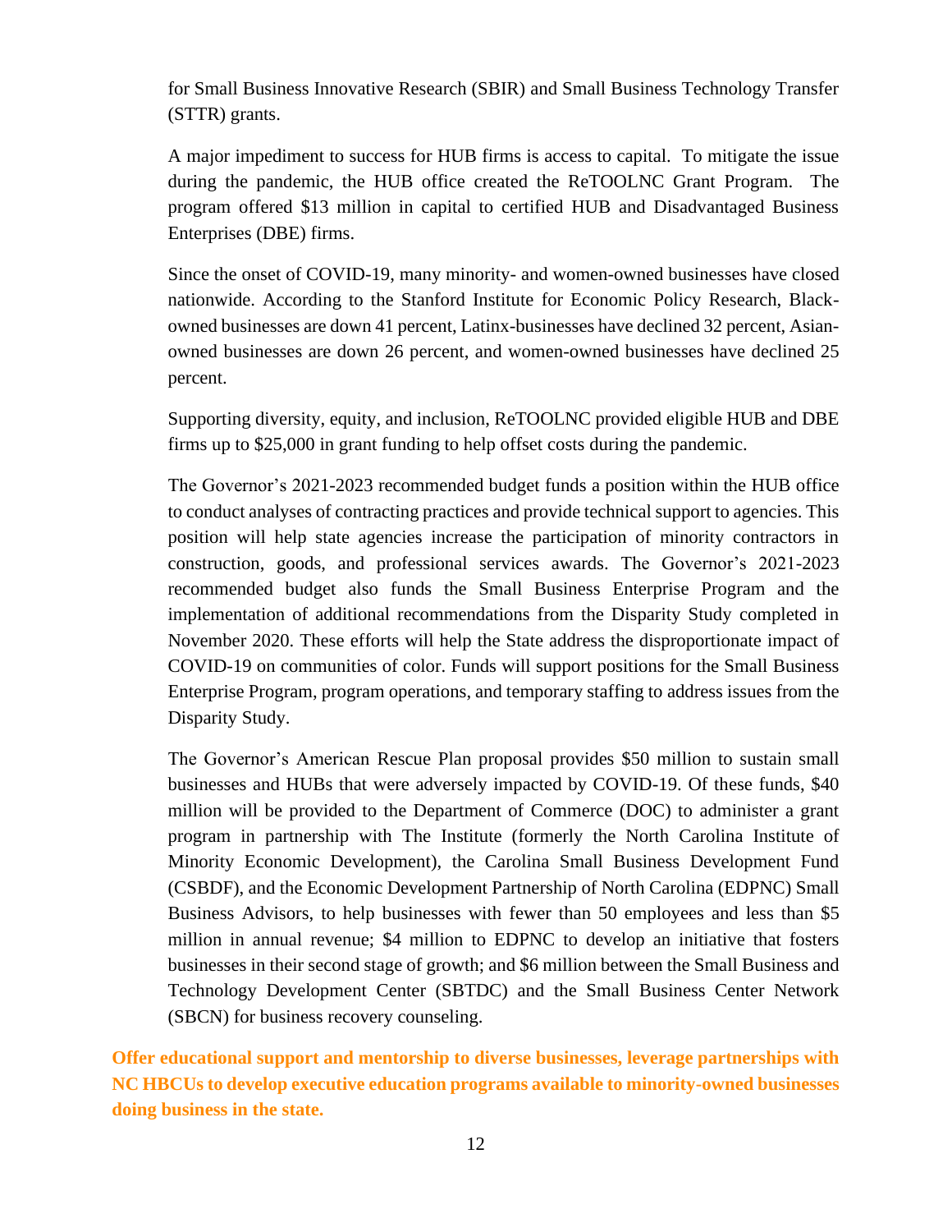for Small Business Innovative Research (SBIR) and Small Business Technology Transfer (STTR) grants.

A major impediment to success for HUB firms is access to capital. To mitigate the issue during the pandemic, the HUB office created the ReTOOLNC Grant Program. The program offered $13 million in capital to certified HUB and Disadvantaged Business Enterprises (DBE) firms.

Since the onset of COVID-19, many minority- and women-owned businesses have closed nationwide. According to the Stanford Institute for Economic Policy Research, Black-owned businesses are down 41 percent, Latinx-businesses have declined 32 percent, Asian-owned businesses are down 26 percent, and women-owned businesses have declined 25 percent.

Supporting diversity, equity, and inclusion, ReTOOLNC provided eligible HUB and DBE firms up to $25,000 in grant funding to help offset costs during the pandemic.

The Governor's 2021-2023 recommended budget funds a position within the HUB office to conduct analyses of contracting practices and provide technical support to agencies. This position will help state agencies increase the participation of minority contractors in construction, goods, and professional services awards. The Governor's 2021-2023 recommended budget also funds the Small Business Enterprise Program and the implementation of additional recommendations from the Disparity Study completed in November 2020. These efforts will help the State address the disproportionate impact of COVID-19 on communities of color. Funds will support positions for the Small Business Enterprise Program, program operations, and temporary staffing to address issues from the Disparity Study.

The Governor's American Rescue Plan proposal provides $50 million to sustain small businesses and HUBs that were adversely impacted by COVID-19. Of these funds, $40 million will be provided to the Department of Commerce (DOC) to administer a grant program in partnership with The Institute (formerly the North Carolina Institute of Minority Economic Development), the Carolina Small Business Development Fund (CSBDF), and the Economic Development Partnership of North Carolina (EDPNC) Small Business Advisors, to help businesses with fewer than 50 employees and less than $5 million in annual revenue; $4 million to EDPNC to develop an initiative that fosters businesses in their second stage of growth; and $6 million between the Small Business and Technology Development Center (SBTDC) and the Small Business Center Network (SBCN) for business recovery counseling.

**Offer educational support and mentorship to diverse businesses, leverage partnerships with NC HBCUs to develop executive education programs available to minority-owned businesses doing business in the state.**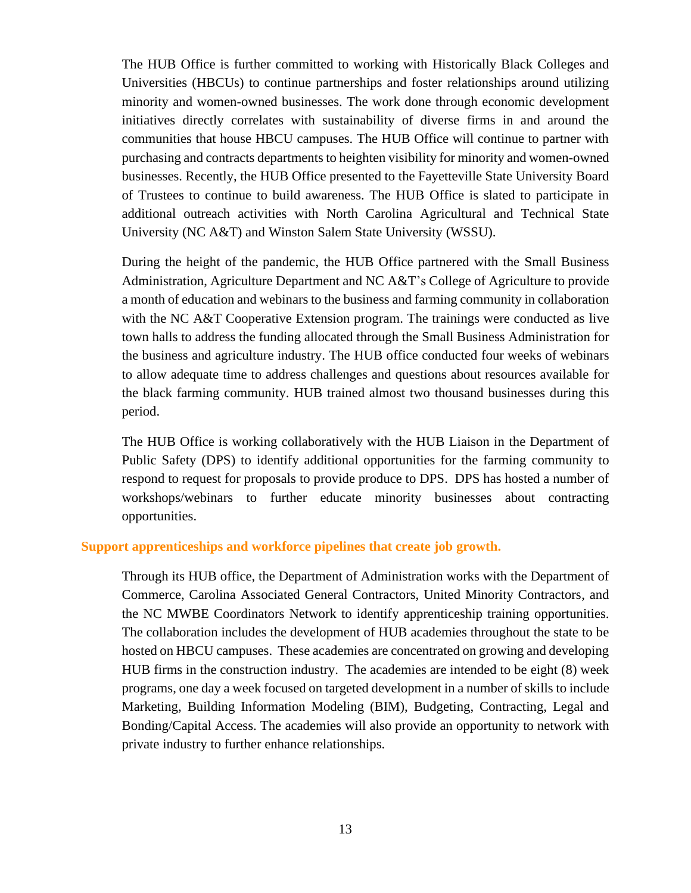The HUB Office is further committed to working with Historically Black Colleges and Universities (HBCUs) to continue partnerships and foster relationships around utilizing minority and women-owned businesses. The work done through economic development initiatives directly correlates with sustainability of diverse firms in and around the communities that house HBCU campuses. The HUB Office will continue to partner with purchasing and contracts departments to heighten visibility for minority and women-owned businesses. Recently, the HUB Office presented to the Fayetteville State University Board of Trustees to continue to build awareness. The HUB Office is slated to participate in additional outreach activities with North Carolina Agricultural and Technical State University (NC A&T) and Winston Salem State University (WSSU).

During the height of the pandemic, the HUB Office partnered with the Small Business Administration, Agriculture Department and NC A&T's College of Agriculture to provide a month of education and webinars to the business and farming community in collaboration with the NC A&T Cooperative Extension program. The trainings were conducted as live town halls to address the funding allocated through the Small Business Administration for the business and agriculture industry. The HUB office conducted four weeks of webinars to allow adequate time to address challenges and questions about resources available for the black farming community. HUB trained almost two thousand businesses during this period.

The HUB Office is working collaboratively with the HUB Liaison in the Department of Public Safety (DPS) to identify additional opportunities for the farming community to respond to request for proposals to provide produce to DPS. DPS has hosted a number of workshops/webinars to further educate minority businesses about contracting opportunities.

### Support apprenticeships and workforce pipelines that create job growth.

Through its HUB office, the Department of Administration works with the Department of Commerce, Carolina Associated General Contractors, United Minority Contractors, and the NC MWBE Coordinators Network to identify apprenticeship training opportunities. The collaboration includes the development of HUB academies throughout the state to be hosted on HBCU campuses. These academies are concentrated on growing and developing HUB firms in the construction industry. The academies are intended to be eight (8) week programs, one day a week focused on targeted development in a number of skills to include Marketing, Building Information Modeling (BIM), Budgeting, Contracting, Legal and Bonding/Capital Access. The academies will also provide an opportunity to network with private industry to further enhance relationships.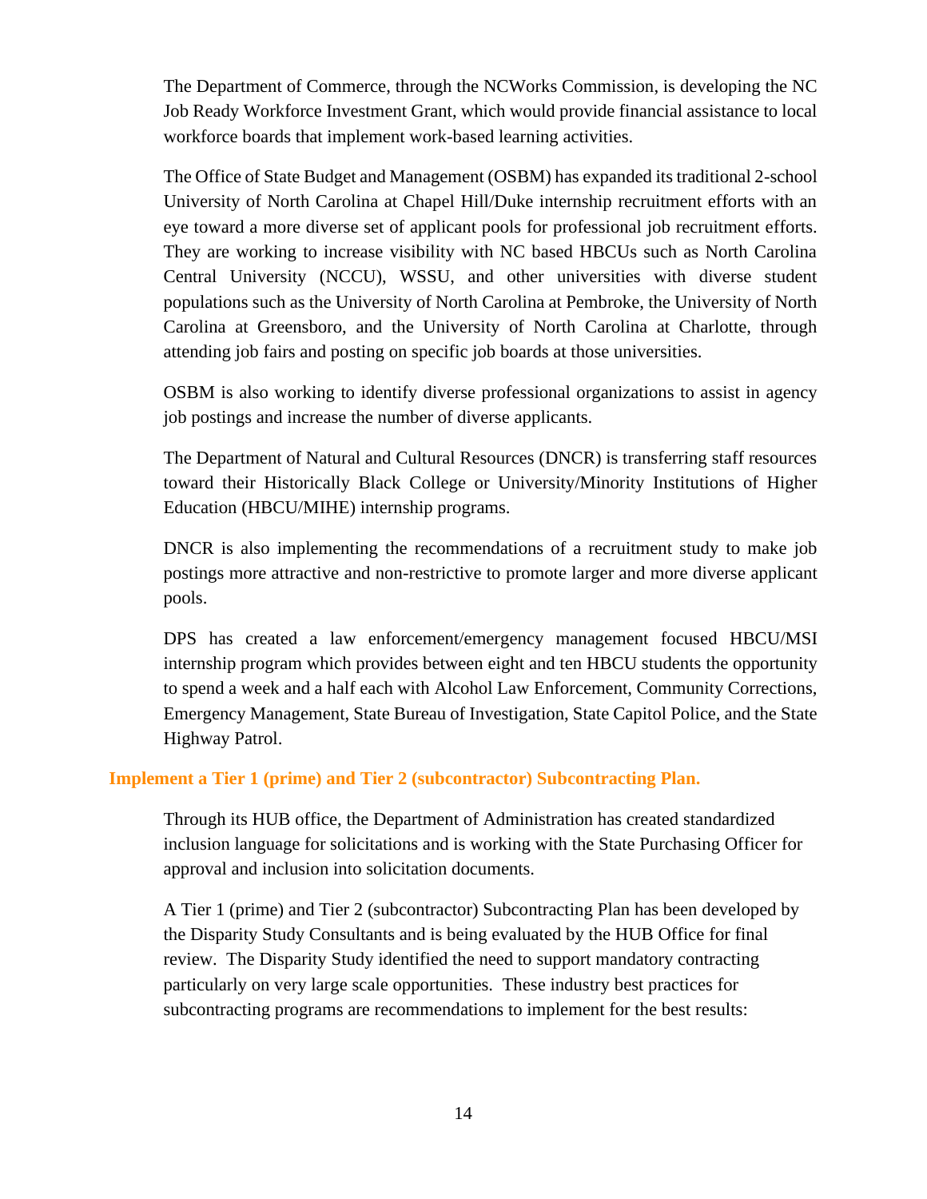The Department of Commerce, through the NCWorks Commission, is developing the NC Job Ready Workforce Investment Grant, which would provide financial assistance to local workforce boards that implement work-based learning activities.

The Office of State Budget and Management (OSBM) has expanded its traditional 2-school University of North Carolina at Chapel Hill/Duke internship recruitment efforts with an eye toward a more diverse set of applicant pools for professional job recruitment efforts. They are working to increase visibility with NC based HBCUs such as North Carolina Central University (NCCU), WSSU, and other universities with diverse student populations such as the University of North Carolina at Pembroke, the University of North Carolina at Greensboro, and the University of North Carolina at Charlotte, through attending job fairs and posting on specific job boards at those universities.

OSBM is also working to identify diverse professional organizations to assist in agency job postings and increase the number of diverse applicants.

The Department of Natural and Cultural Resources (DNCR) is transferring staff resources toward their Historically Black College or University/Minority Institutions of Higher Education (HBCU/MIHE) internship programs.

DNCR is also implementing the recommendations of a recruitment study to make job postings more attractive and non-restrictive to promote larger and more diverse applicant pools.

DPS has created a law enforcement/emergency management focused HBCU/MSI internship program which provides between eight and ten HBCU students the opportunity to spend a week and a half each with Alcohol Law Enforcement, Community Corrections, Emergency Management, State Bureau of Investigation, State Capitol Police, and the State Highway Patrol.

### Implement a Tier 1 (prime) and Tier 2 (subcontractor) Subcontracting Plan.

Through its HUB office, the Department of Administration has created standardized inclusion language for solicitations and is working with the State Purchasing Officer for approval and inclusion into solicitation documents.

A Tier 1 (prime) and Tier 2 (subcontractor) Subcontracting Plan has been developed by the Disparity Study Consultants and is being evaluated by the HUB Office for final review. The Disparity Study identified the need to support mandatory contracting particularly on very large scale opportunities. These industry best practices for subcontracting programs are recommendations to implement for the best results: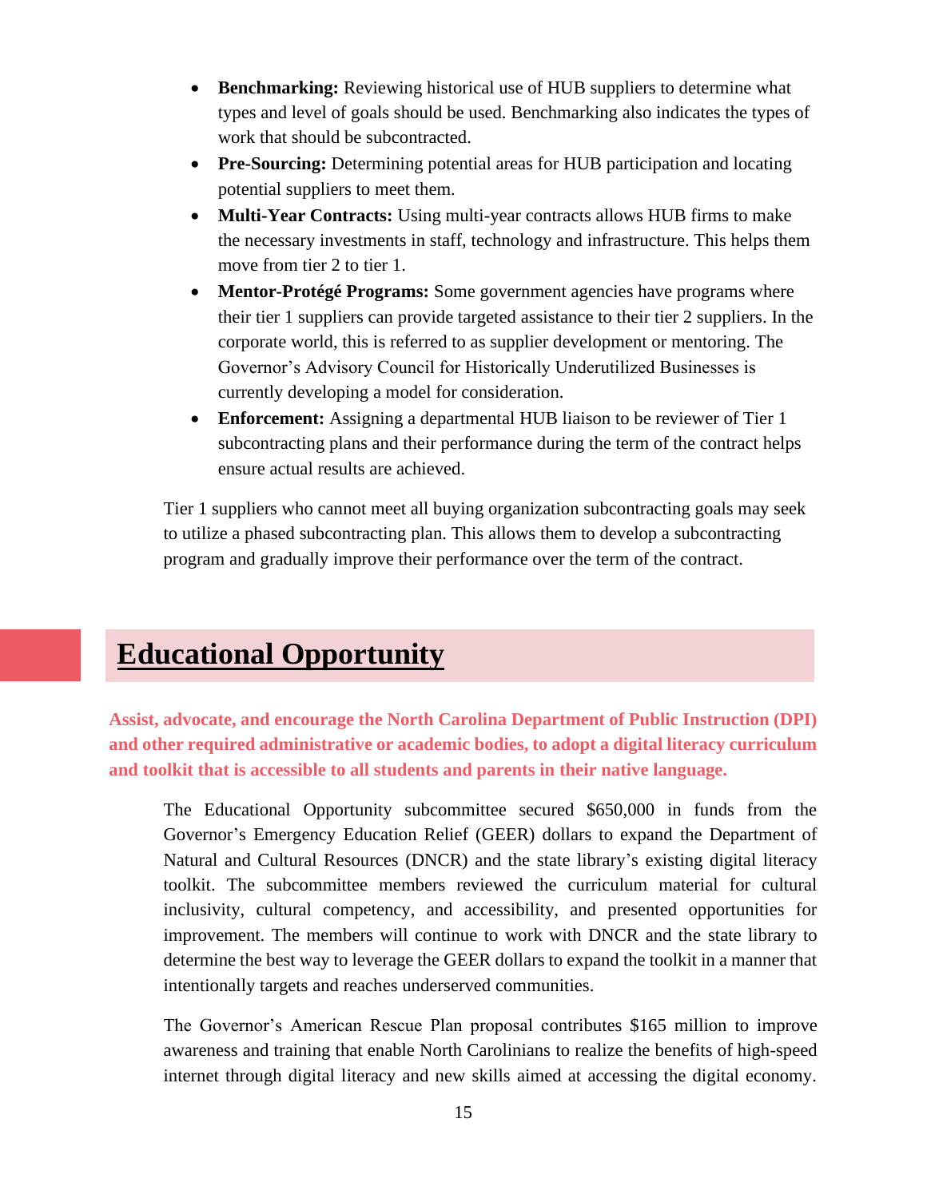- **Benchmarking:** Reviewing historical use of HUB suppliers to determine what types and level of goals should be used. Benchmarking also indicates the types of work that should be subcontracted.
- **Pre-Sourcing:** Determining potential areas for HUB participation and locating potential suppliers to meet them.
- **Multi-Year Contracts:** Using multi-year contracts allows HUB firms to make the necessary investments in staff, technology and infrastructure. This helps them move from tier 2 to tier 1.
- **Mentor-Protégé Programs:** Some government agencies have programs where their tier 1 suppliers can provide targeted assistance to their tier 2 suppliers. In the corporate world, this is referred to as supplier development or mentoring. The Governor's Advisory Council for Historically Underutilized Businesses is currently developing a model for consideration.
- **Enforcement:** Assigning a departmental HUB liaison to be reviewer of Tier 1 subcontracting plans and their performance during the term of the contract helps ensure actual results are achieved.

Tier 1 suppliers who cannot meet all buying organization subcontracting goals may seek to utilize a phased subcontracting plan. This allows them to develop a subcontracting program and gradually improve their performance over the term of the contract.

# Educational Opportunity

**Assist, advocate, and encourage the North Carolina Department of Public Instruction (DPI) and other required administrative or academic bodies, to adopt a digital literacy curriculum and toolkit that is accessible to all students and parents in their native language.**

The Educational Opportunity subcommittee secured $650,000 in funds from the Governor's Emergency Education Relief (GEER) dollars to expand the Department of Natural and Cultural Resources (DNCR) and the state library's existing digital literacy toolkit. The subcommittee members reviewed the curriculum material for cultural inclusivity, cultural competency, and accessibility, and presented opportunities for improvement. The members will continue to work with DNCR and the state library to determine the best way to leverage the GEER dollars to expand the toolkit in a manner that intentionally targets and reaches underserved communities.

The Governor's American Rescue Plan proposal contributes $165 million to improve awareness and training that enable North Carolinians to realize the benefits of high-speed internet through digital literacy and new skills aimed at accessing the digital economy.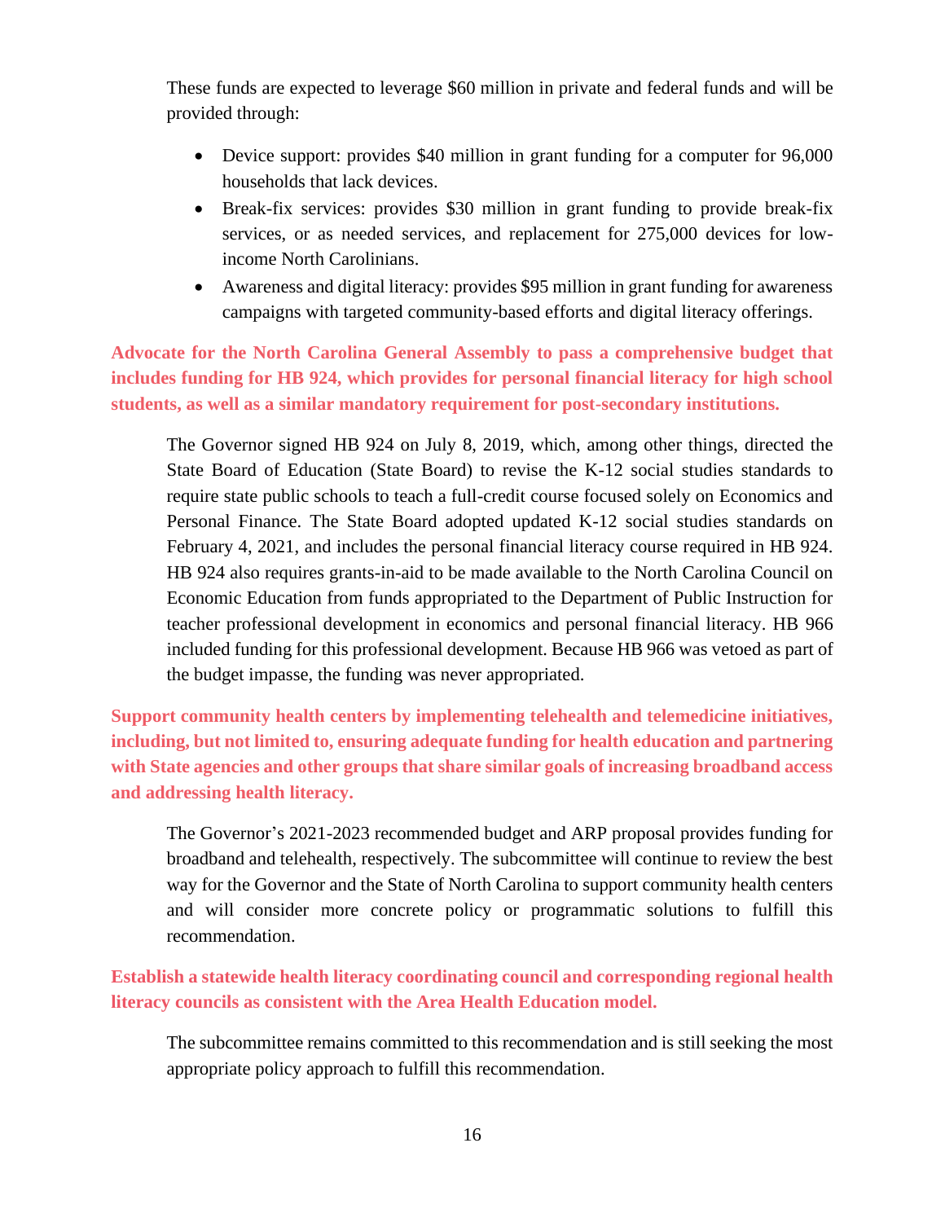These funds are expected to leverage $60 million in private and federal funds and will be provided through:

- Device support: provides $40 million in grant funding for a computer for 96,000 households that lack devices.
- Break-fix services: provides $30 million in grant funding to provide break-fix services, or as needed services, and replacement for 275,000 devices for low-income North Carolinians.
- Awareness and digital literacy: provides $95 million in grant funding for awareness campaigns with targeted community-based efforts and digital literacy offerings.

**Advocate for the North Carolina General Assembly to pass a comprehensive budget that includes funding for HB 924, which provides for personal financial literacy for high school students, as well as a similar mandatory requirement for post-secondary institutions.**

The Governor signed HB 924 on July 8, 2019, which, among other things, directed the State Board of Education (State Board) to revise the K-12 social studies standards to require state public schools to teach a full-credit course focused solely on Economics and Personal Finance. The State Board adopted updated K-12 social studies standards on February 4, 2021, and includes the personal financial literacy course required in HB 924. HB 924 also requires grants-in-aid to be made available to the North Carolina Council on Economic Education from funds appropriated to the Department of Public Instruction for teacher professional development in economics and personal financial literacy. HB 966 included funding for this professional development. Because HB 966 was vetoed as part of the budget impasse, the funding was never appropriated.

**Support community health centers by implementing telehealth and telemedicine initiatives, including, but not limited to, ensuring adequate funding for health education and partnering with State agencies and other groups that share similar goals of increasing broadband access and addressing health literacy.**

The Governor's 2021-2023 recommended budget and ARP proposal provides funding for broadband and telehealth, respectively. The subcommittee will continue to review the best way for the Governor and the State of North Carolina to support community health centers and will consider more concrete policy or programmatic solutions to fulfill this recommendation.

**Establish a statewide health literacy coordinating council and corresponding regional health literacy councils as consistent with the Area Health Education model.**

The subcommittee remains committed to this recommendation and is still seeking the most appropriate policy approach to fulfill this recommendation.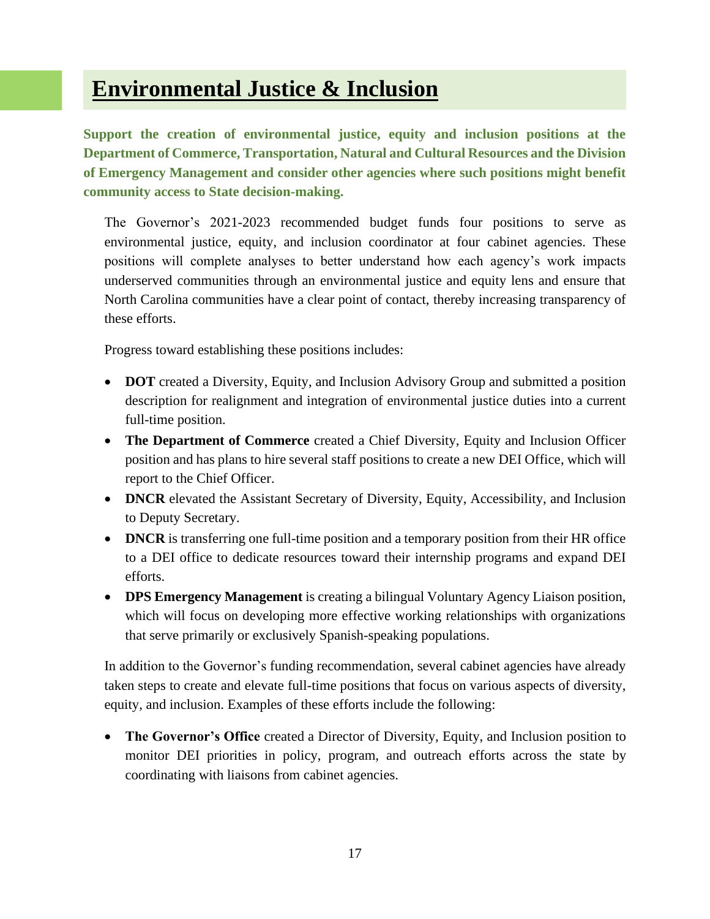# Environmental Justice & Inclusion

**Support the creation of environmental justice, equity and inclusion positions at the Department of Commerce, Transportation, Natural and Cultural Resources and the Division of Emergency Management and consider other agencies where such positions might benefit community access to State decision-making.**

The Governor's 2021-2023 recommended budget funds four positions to serve as environmental justice, equity, and inclusion coordinator at four cabinet agencies. These positions will complete analyses to better understand how each agency's work impacts underserved communities through an environmental justice and equity lens and ensure that North Carolina communities have a clear point of contact, thereby increasing transparency of these efforts.

Progress toward establishing these positions includes:

- **DOT** created a Diversity, Equity, and Inclusion Advisory Group and submitted a position description for realignment and integration of environmental justice duties into a current full-time position.
- **The Department of Commerce** created a Chief Diversity, Equity and Inclusion Officer position and has plans to hire several staff positions to create a new DEI Office, which will report to the Chief Officer.
- **DNCR** elevated the Assistant Secretary of Diversity, Equity, Accessibility, and Inclusion to Deputy Secretary.
- **DNCR** is transferring one full-time position and a temporary position from their HR office to a DEI office to dedicate resources toward their internship programs and expand DEI efforts.
- **DPS Emergency Management** is creating a bilingual Voluntary Agency Liaison position, which will focus on developing more effective working relationships with organizations that serve primarily or exclusively Spanish-speaking populations.

In addition to the Governor's funding recommendation, several cabinet agencies have already taken steps to create and elevate full-time positions that focus on various aspects of diversity, equity, and inclusion. Examples of these efforts include the following:

- **The Governor's Office** created a Director of Diversity, Equity, and Inclusion position to monitor DEI priorities in policy, program, and outreach efforts across the state by coordinating with liaisons from cabinet agencies.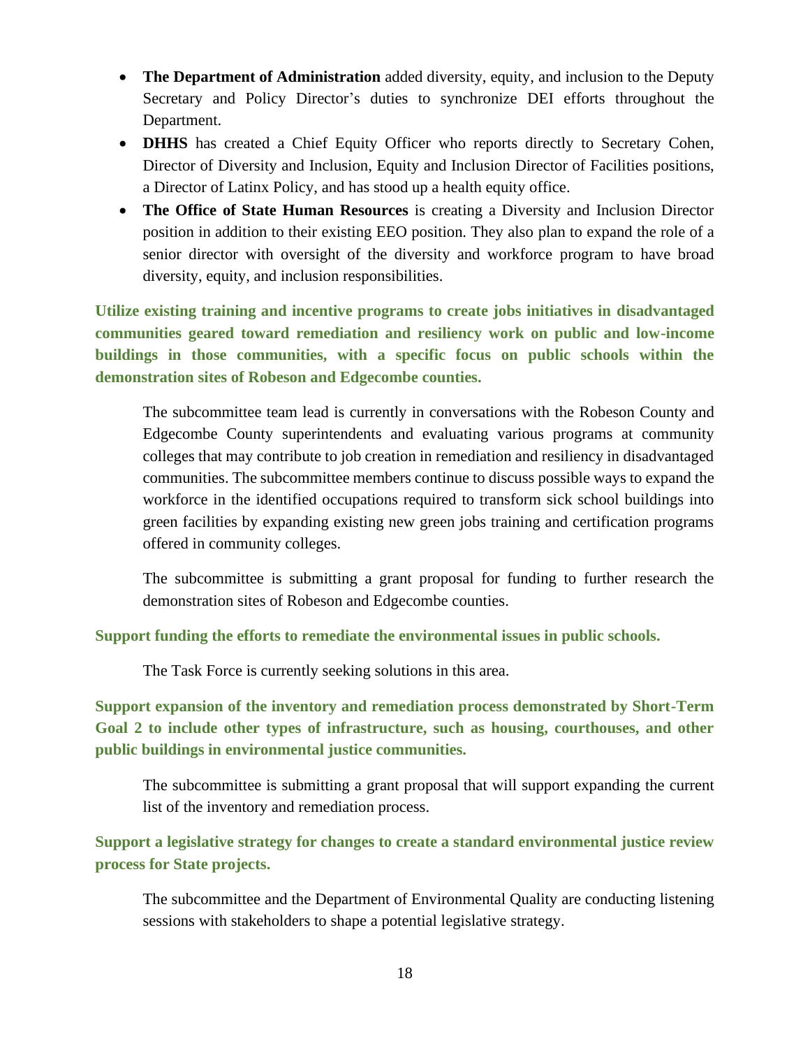- **The Department of Administration** added diversity, equity, and inclusion to the Deputy Secretary and Policy Director's duties to synchronize DEI efforts throughout the Department.
- **DHHS** has created a Chief Equity Officer who reports directly to Secretary Cohen, Director of Diversity and Inclusion, Equity and Inclusion Director of Facilities positions, a Director of Latinx Policy, and has stood up a health equity office.
- **The Office of State Human Resources** is creating a Diversity and Inclusion Director position in addition to their existing EEO position. They also plan to expand the role of a senior director with oversight of the diversity and workforce program to have broad diversity, equity, and inclusion responsibilities.

**Utilize existing training and incentive programs to create jobs initiatives in disadvantaged communities geared toward remediation and resiliency work on public and low-income buildings in those communities, with a specific focus on public schools within the demonstration sites of Robeson and Edgecombe counties.**

The subcommittee team lead is currently in conversations with the Robeson County and Edgecombe County superintendents and evaluating various programs at community colleges that may contribute to job creation in remediation and resiliency in disadvantaged communities. The subcommittee members continue to discuss possible ways to expand the workforce in the identified occupations required to transform sick school buildings into green facilities by expanding existing new green jobs training and certification programs offered in community colleges.

The subcommittee is submitting a grant proposal for funding to further research the demonstration sites of Robeson and Edgecombe counties.

**Support funding the efforts to remediate the environmental issues in public schools.**

The Task Force is currently seeking solutions in this area.

**Support expansion of the inventory and remediation process demonstrated by Short-Term Goal 2 to include other types of infrastructure, such as housing, courthouses, and other public buildings in environmental justice communities.**

The subcommittee is submitting a grant proposal that will support expanding the current list of the inventory and remediation process.

**Support a legislative strategy for changes to create a standard environmental justice review process for State projects.**

The subcommittee and the Department of Environmental Quality are conducting listening sessions with stakeholders to shape a potential legislative strategy.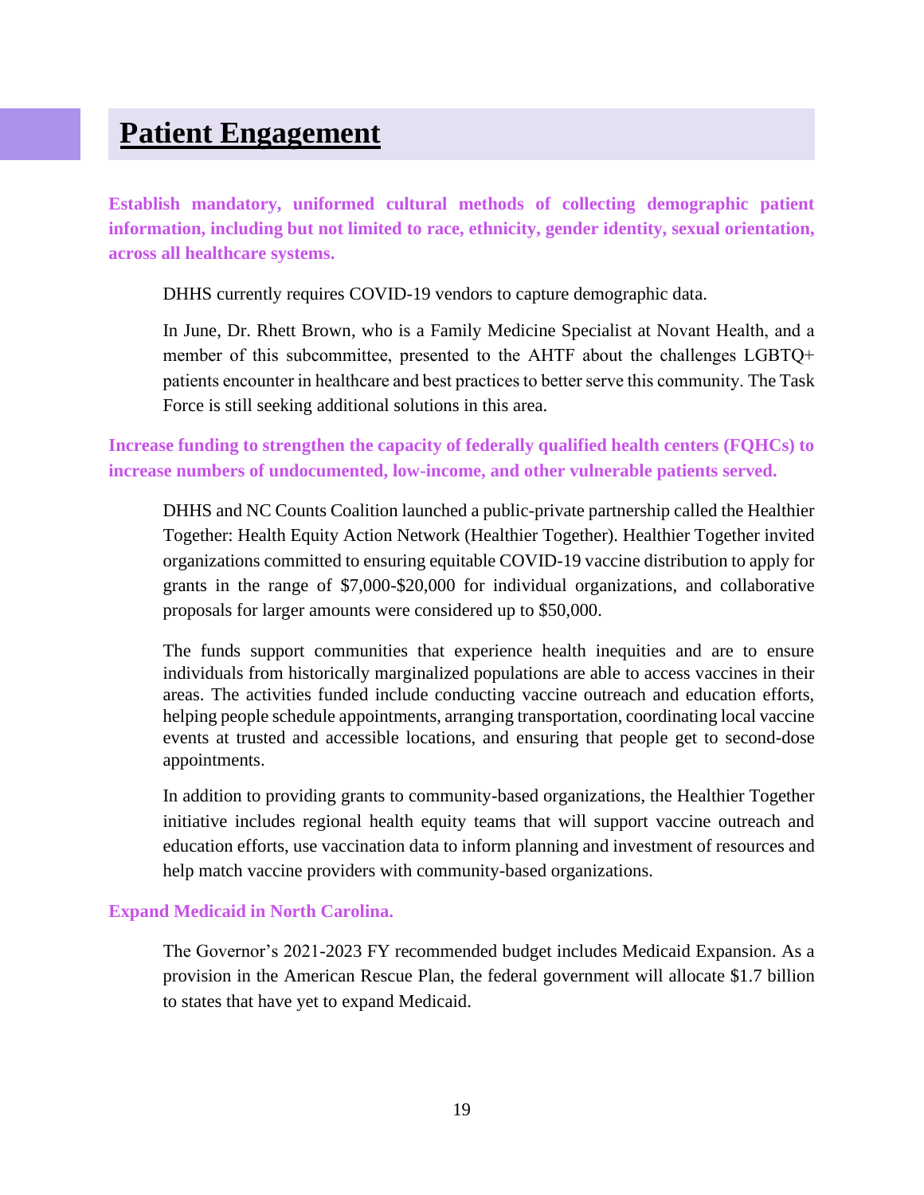## Patient Engagement

**Establish mandatory, uniformed cultural methods of collecting demographic patient information, including but not limited to race, ethnicity, gender identity, sexual orientation, across all healthcare systems.**

DHHS currently requires COVID-19 vendors to capture demographic data.

In June, Dr. Rhett Brown, who is a Family Medicine Specialist at Novant Health, and a member of this subcommittee, presented to the AHTF about the challenges LGBTQ+ patients encounter in healthcare and best practices to better serve this community. The Task Force is still seeking additional solutions in this area.

**Increase funding to strengthen the capacity of federally qualified health centers (FQHCs) to increase numbers of undocumented, low-income, and other vulnerable patients served.**

DHHS and NC Counts Coalition launched a public-private partnership called the Healthier Together: Health Equity Action Network (Healthier Together). Healthier Together invited organizations committed to ensuring equitable COVID-19 vaccine distribution to apply for grants in the range of $7,000-$20,000 for individual organizations, and collaborative proposals for larger amounts were considered up to $50,000.

The funds support communities that experience health inequities and are to ensure individuals from historically marginalized populations are able to access vaccines in their areas. The activities funded include conducting vaccine outreach and education efforts, helping people schedule appointments, arranging transportation, coordinating local vaccine events at trusted and accessible locations, and ensuring that people get to second-dose appointments.

In addition to providing grants to community-based organizations, the Healthier Together initiative includes regional health equity teams that will support vaccine outreach and education efforts, use vaccination data to inform planning and investment of resources and help match vaccine providers with community-based organizations.

**Expand Medicaid in North Carolina.**

The Governor's 2021-2023 FY recommended budget includes Medicaid Expansion. As a provision in the American Rescue Plan, the federal government will allocate $1.7 billion to states that have yet to expand Medicaid.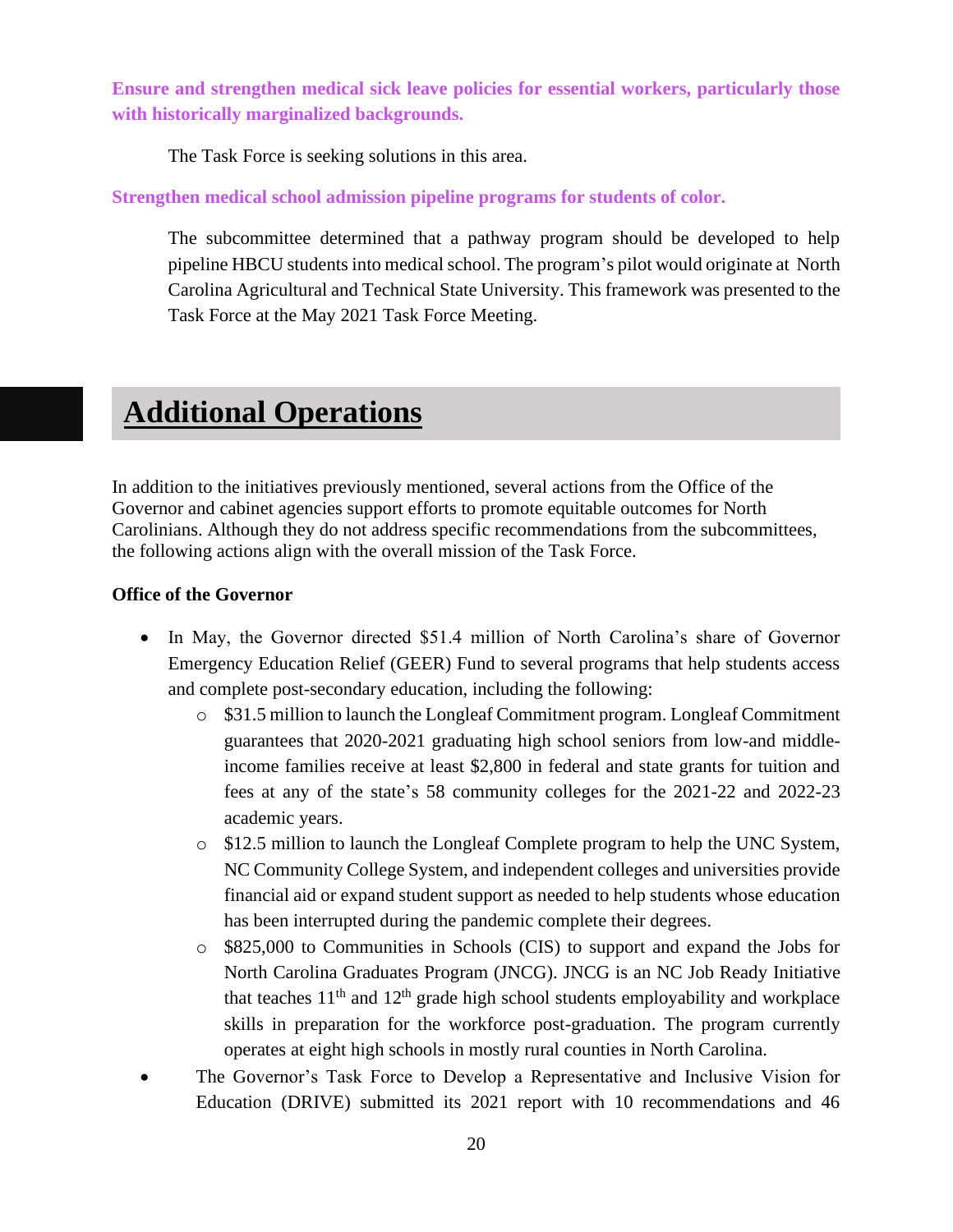**Ensure and strengthen medical sick leave policies for essential workers, particularly those with historically marginalized backgrounds.**

The Task Force is seeking solutions in this area.

**Strengthen medical school admission pipeline programs for students of color.**

The subcommittee determined that a pathway program should be developed to help pipeline HBCU students into medical school. The program's pilot would originate at North Carolina Agricultural and Technical State University. This framework was presented to the Task Force at the May 2021 Task Force Meeting.

# Additional Operations

In addition to the initiatives previously mentioned, several actions from the Office of the Governor and cabinet agencies support efforts to promote equitable outcomes for North Carolinians. Although they do not address specific recommendations from the subcommittees, the following actions align with the overall mission of the Task Force.

**Office of the Governor**

- In May, the Governor directed $51.4 million of North Carolina's share of Governor Emergency Education Relief (GEER) Fund to several programs that help students access and complete post-secondary education, including the following:
  - $31.5 million to launch the Longleaf Commitment program. Longleaf Commitment guarantees that 2020-2021 graduating high school seniors from low-and middle-income families receive at least $2,800 in federal and state grants for tuition and fees at any of the state's 58 community colleges for the 2021-22 and 2022-23 academic years.
  - $12.5 million to launch the Longleaf Complete program to help the UNC System, NC Community College System, and independent colleges and universities provide financial aid or expand student support as needed to help students whose education has been interrupted during the pandemic complete their degrees.
  - $825,000 to Communities in Schools (CIS) to support and expand the Jobs for North Carolina Graduates Program (JNCG). JNCG is an NC Job Ready Initiative that teaches 11th and 12th grade high school students employability and workplace skills in preparation for the workforce post-graduation. The program currently operates at eight high schools in mostly rural counties in North Carolina.
- The Governor's Task Force to Develop a Representative and Inclusive Vision for Education (DRIVE) submitted its 2021 report with 10 recommendations and 46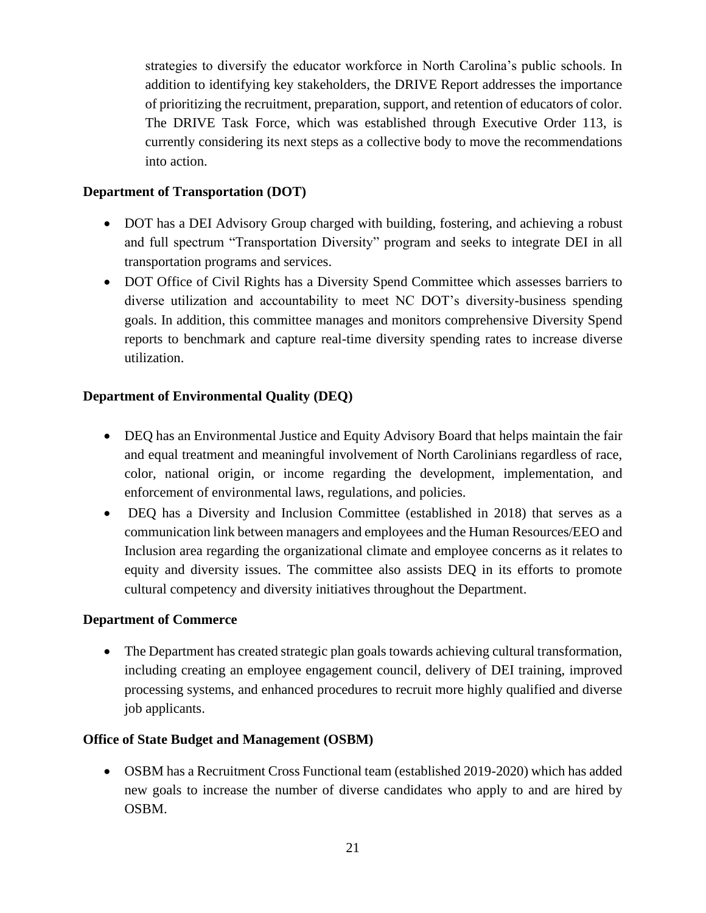strategies to diversify the educator workforce in North Carolina's public schools. In addition to identifying key stakeholders, the DRIVE Report addresses the importance of prioritizing the recruitment, preparation, support, and retention of educators of color. The DRIVE Task Force, which was established through Executive Order 113, is currently considering its next steps as a collective body to move the recommendations into action.

**Department of Transportation (DOT)**

- DOT has a DEI Advisory Group charged with building, fostering, and achieving a robust and full spectrum "Transportation Diversity" program and seeks to integrate DEI in all transportation programs and services.
- DOT Office of Civil Rights has a Diversity Spend Committee which assesses barriers to diverse utilization and accountability to meet NC DOT's diversity-business spending goals. In addition, this committee manages and monitors comprehensive Diversity Spend reports to benchmark and capture real-time diversity spending rates to increase diverse utilization.

**Department of Environmental Quality (DEQ)**

- DEQ has an Environmental Justice and Equity Advisory Board that helps maintain the fair and equal treatment and meaningful involvement of North Carolinians regardless of race, color, national origin, or income regarding the development, implementation, and enforcement of environmental laws, regulations, and policies.
- DEQ has a Diversity and Inclusion Committee (established in 2018) that serves as a communication link between managers and employees and the Human Resources/EEO and Inclusion area regarding the organizational climate and employee concerns as it relates to equity and diversity issues. The committee also assists DEQ in its efforts to promote cultural competency and diversity initiatives throughout the Department.

**Department of Commerce**

- The Department has created strategic plan goals towards achieving cultural transformation, including creating an employee engagement council, delivery of DEI training, improved processing systems, and enhanced procedures to recruit more highly qualified and diverse job applicants.

**Office of State Budget and Management (OSBM)**

- OSBM has a Recruitment Cross Functional team (established 2019-2020) which has added new goals to increase the number of diverse candidates who apply to and are hired by OSBM.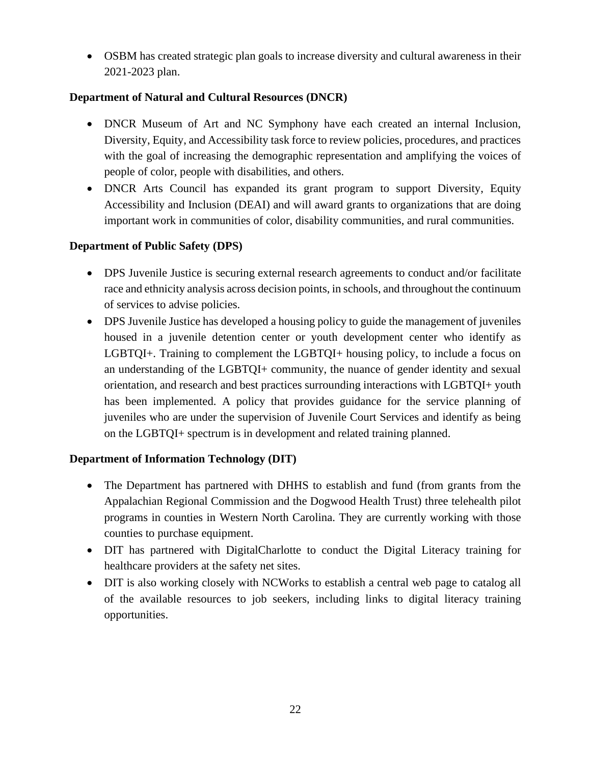- OSBM has created strategic plan goals to increase diversity and cultural awareness in their 2021-2023 plan.

**Department of Natural and Cultural Resources (DNCR)**

- DNCR Museum of Art and NC Symphony have each created an internal Inclusion, Diversity, Equity, and Accessibility task force to review policies, procedures, and practices with the goal of increasing the demographic representation and amplifying the voices of people of color, people with disabilities, and others.
- DNCR Arts Council has expanded its grant program to support Diversity, Equity Accessibility and Inclusion (DEAI) and will award grants to organizations that are doing important work in communities of color, disability communities, and rural communities.

**Department of Public Safety (DPS)**

- DPS Juvenile Justice is securing external research agreements to conduct and/or facilitate race and ethnicity analysis across decision points, in schools, and throughout the continuum of services to advise policies.
- DPS Juvenile Justice has developed a housing policy to guide the management of juveniles housed in a juvenile detention center or youth development center who identify as LGBTQI+. Training to complement the LGBTQI+ housing policy, to include a focus on an understanding of the LGBTQI+ community, the nuance of gender identity and sexual orientation, and research and best practices surrounding interactions with LGBTQI+ youth has been implemented. A policy that provides guidance for the service planning of juveniles who are under the supervision of Juvenile Court Services and identify as being on the LGBTQI+ spectrum is in development and related training planned.

**Department of Information Technology (DIT)**

- The Department has partnered with DHHS to establish and fund (from grants from the Appalachian Regional Commission and the Dogwood Health Trust) three telehealth pilot programs in counties in Western North Carolina. They are currently working with those counties to purchase equipment.
- DIT has partnered with DigitalCharlotte to conduct the Digital Literacy training for healthcare providers at the safety net sites.
- DIT is also working closely with NCWorks to establish a central web page to catalog all of the available resources to job seekers, including links to digital literacy training opportunities.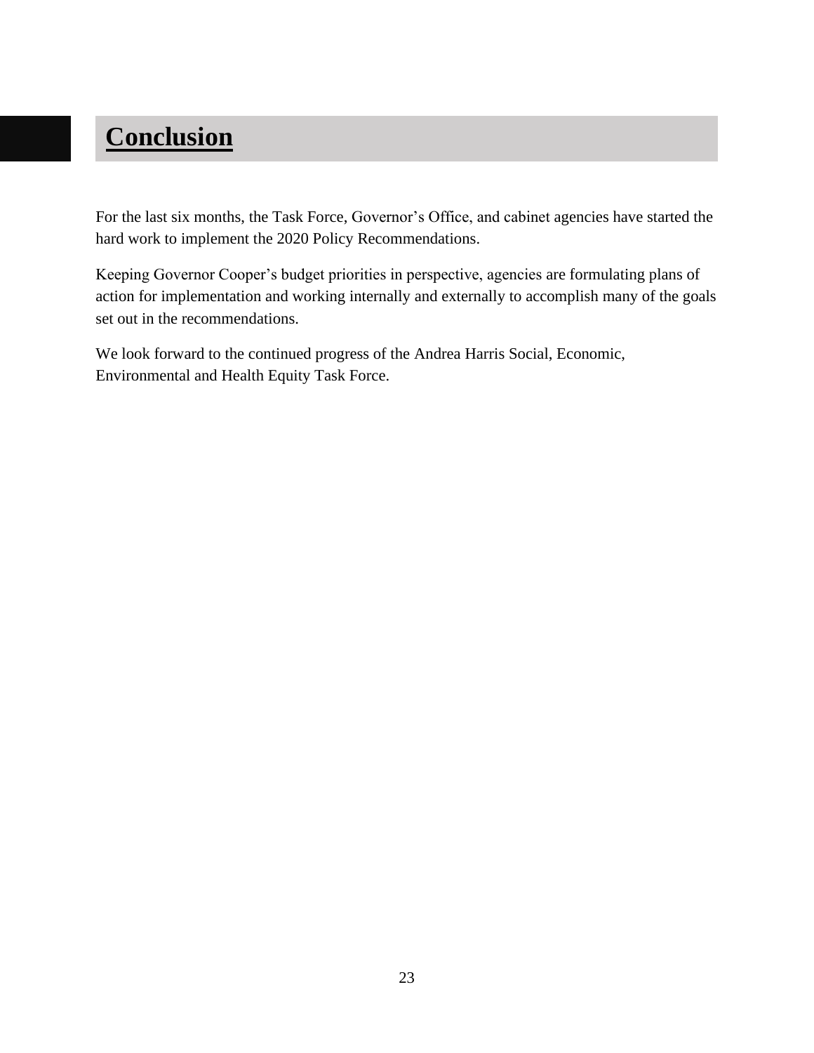# Conclusion

For the last six months, the Task Force, Governor's Office, and cabinet agencies have started the hard work to implement the 2020 Policy Recommendations.

Keeping Governor Cooper's budget priorities in perspective, agencies are formulating plans of action for implementation and working internally and externally to accomplish many of the goals set out in the recommendations.

We look forward to the continued progress of the Andrea Harris Social, Economic, Environmental and Health Equity Task Force.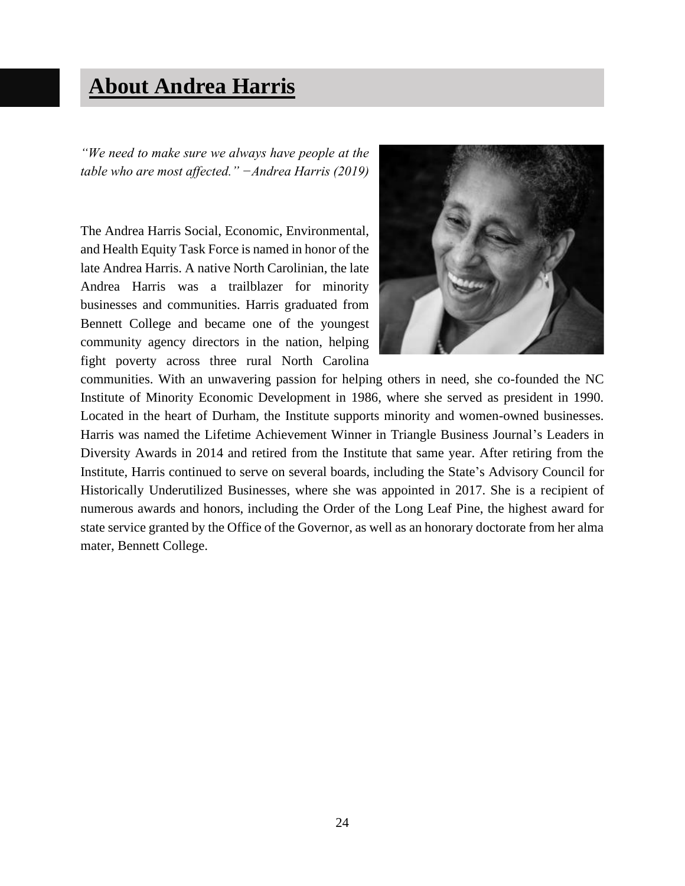## About Andrea Harris

*“We need to make sure we always have people at the table who are most affected.” −Andrea Harris (2019)*

The Andrea Harris Social, Economic, Environmental, and Health Equity Task Force is named in honor of the late Andrea Harris. A native North Carolinian, the late Andrea Harris was a trailblazer for minority businesses and communities. Harris graduated from Bennett College and became one of the youngest community agency directors in the nation, helping fight poverty across three rural North Carolina communities. With an unwavering passion for helping others in need, she co-founded the NC Institute of Minority Economic Development in 1986, where she served as president in 1990. Located in the heart of Durham, the Institute supports minority and women-owned businesses. Harris was named the Lifetime Achievement Winner in Triangle Business Journal’s Leaders in Diversity Awards in 2014 and retired from the Institute that same year. After retiring from the Institute, Harris continued to serve on several boards, including the State’s Advisory Council for Historically Underutilized Businesses, where she was appointed in 2017. She is a recipient of numerous awards and honors, including the Order of the Long Leaf Pine, the highest award for state service granted by the Office of the Governor, as well as an honorary doctorate from her alma mater, Bennett College.